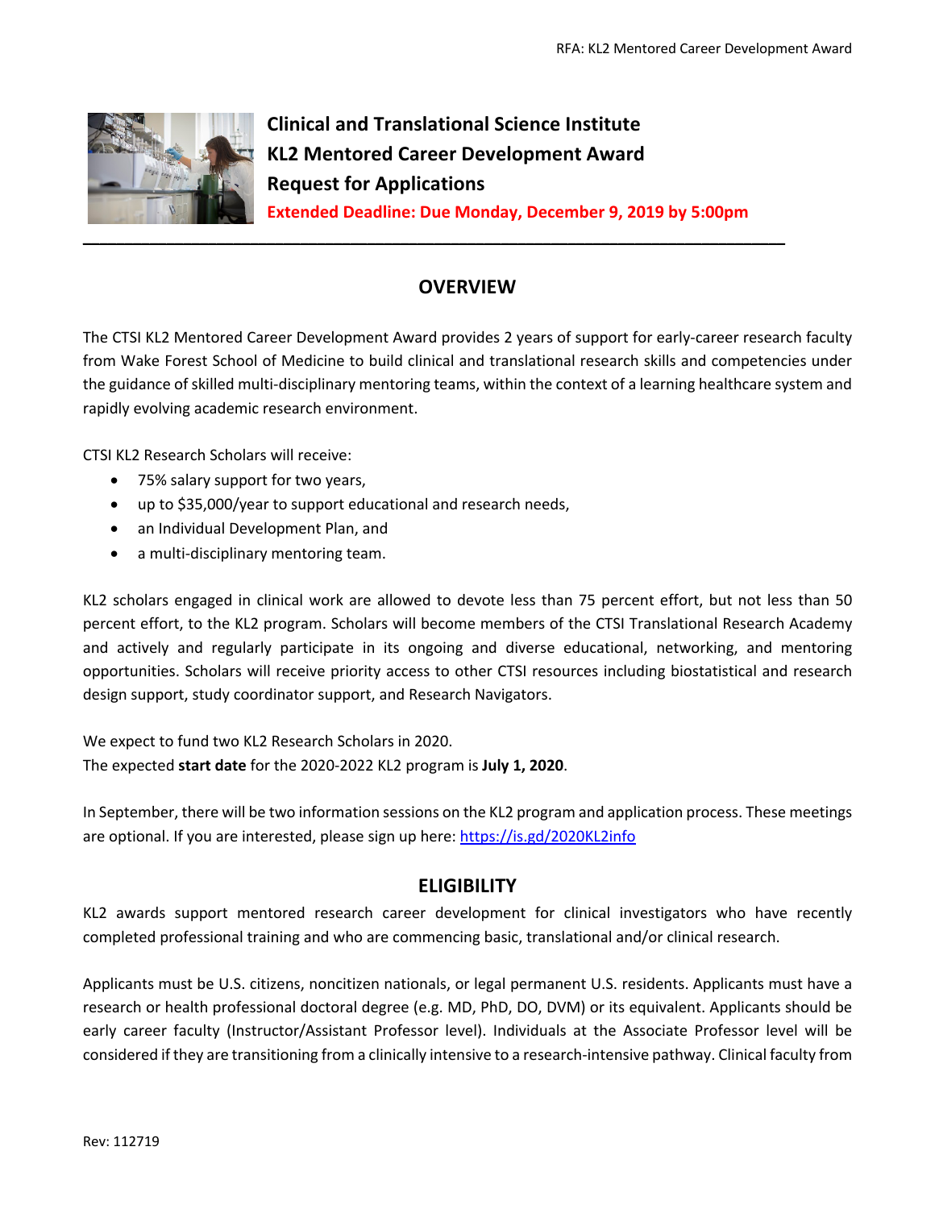# Clinical and Translational Science Institute
# KL2 Mentored Career Development Award
# Request for Applications

**Extended Deadline: Due Monday, December 9, 2019 by 5:00pm**

---

## OVERVIEW

The CTSI KL2 Mentored Career Development Award provides 2 years of support for early-career research faculty from Wake Forest School of Medicine to build clinical and translational research skills and competencies under the guidance of skilled multi-disciplinary mentoring teams, within the context of a learning healthcare system and rapidly evolving academic research environment.

CTSI KL2 Research Scholars will receive:

- 75% salary support for two years,
- up to $35,000/year to support educational and research needs,
- an Individual Development Plan, and
- a multi-disciplinary mentoring team.

KL2 scholars engaged in clinical work are allowed to devote less than 75 percent effort, but not less than 50 percent effort, to the KL2 program. Scholars will become members of the CTSI Translational Research Academy and actively and regularly participate in its ongoing and diverse educational, networking, and mentoring opportunities. Scholars will receive priority access to other CTSI resources including biostatistical and research design support, study coordinator support, and Research Navigators.

We expect to fund two KL2 Research Scholars in 2020.
The expected **start date** for the 2020-2022 KL2 program is **July 1, 2020**.

In September, there will be two information sessions on the KL2 program and application process. These meetings are optional. If you are interested, please sign up here: https://is.gd/2020KL2info

## ELIGIBILITY

KL2 awards support mentored research career development for clinical investigators who have recently completed professional training and who are commencing basic, translational and/or clinical research.

Applicants must be U.S. citizens, noncitizen nationals, or legal permanent U.S. residents. Applicants must have a research or health professional doctoral degree (e.g. MD, PhD, DO, DVM) or its equivalent. Applicants should be early career faculty (Instructor/Assistant Professor level). Individuals at the Associate Professor level will be considered if they are transitioning from a clinically intensive to a research-intensive pathway. Clinical faculty from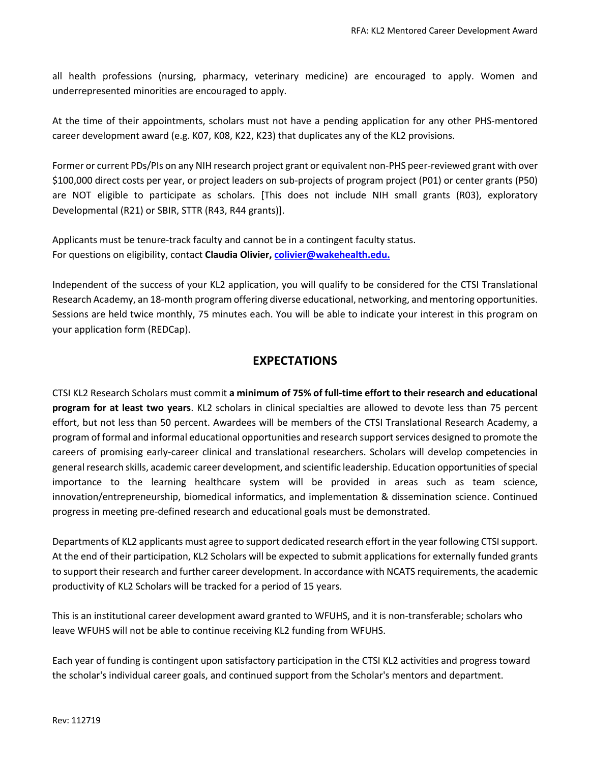all health professions (nursing, pharmacy, veterinary medicine) are encouraged to apply. Women and underrepresented minorities are encouraged to apply.

At the time of their appointments, scholars must not have a pending application for any other PHS-mentored career development award (e.g. K07, K08, K22, K23) that duplicates any of the KL2 provisions.

Former or current PDs/PIs on any NIH research project grant or equivalent non-PHS peer-reviewed grant with over $100,000 direct costs per year, or project leaders on sub-projects of program project (P01) or center grants (P50) are NOT eligible to participate as scholars. [This does not include NIH small grants (R03), exploratory Developmental (R21) or SBIR, STTR (R43, R44 grants)].

Applicants must be tenure-track faculty and cannot be in a contingent faculty status.
For questions on eligibility, contact **Claudia Olivier, colivier@wakehealth.edu.**

Independent of the success of your KL2 application, you will qualify to be considered for the CTSI Translational Research Academy, an 18-month program offering diverse educational, networking, and mentoring opportunities. Sessions are held twice monthly, 75 minutes each. You will be able to indicate your interest in this program on your application form (REDCap).

## EXPECTATIONS

CTSI KL2 Research Scholars must commit **a minimum of 75% of full-time effort to their research and educational program for at least two years**. KL2 scholars in clinical specialties are allowed to devote less than 75 percent effort, but not less than 50 percent. Awardees will be members of the CTSI Translational Research Academy, a program of formal and informal educational opportunities and research support services designed to promote the careers of promising early-career clinical and translational researchers. Scholars will develop competencies in general research skills, academic career development, and scientific leadership. Education opportunities of special importance to the learning healthcare system will be provided in areas such as team science, innovation/entrepreneurship, biomedical informatics, and implementation & dissemination science. Continued progress in meeting pre-defined research and educational goals must be demonstrated.

Departments of KL2 applicants must agree to support dedicated research effort in the year following CTSI support. At the end of their participation, KL2 Scholars will be expected to submit applications for externally funded grants to support their research and further career development. In accordance with NCATS requirements, the academic productivity of KL2 Scholars will be tracked for a period of 15 years.

This is an institutional career development award granted to WFUHS, and it is non-transferable; scholars who leave WFUHS will not be able to continue receiving KL2 funding from WFUHS.

Each year of funding is contingent upon satisfactory participation in the CTSI KL2 activities and progress toward the scholar's individual career goals, and continued support from the Scholar's mentors and department.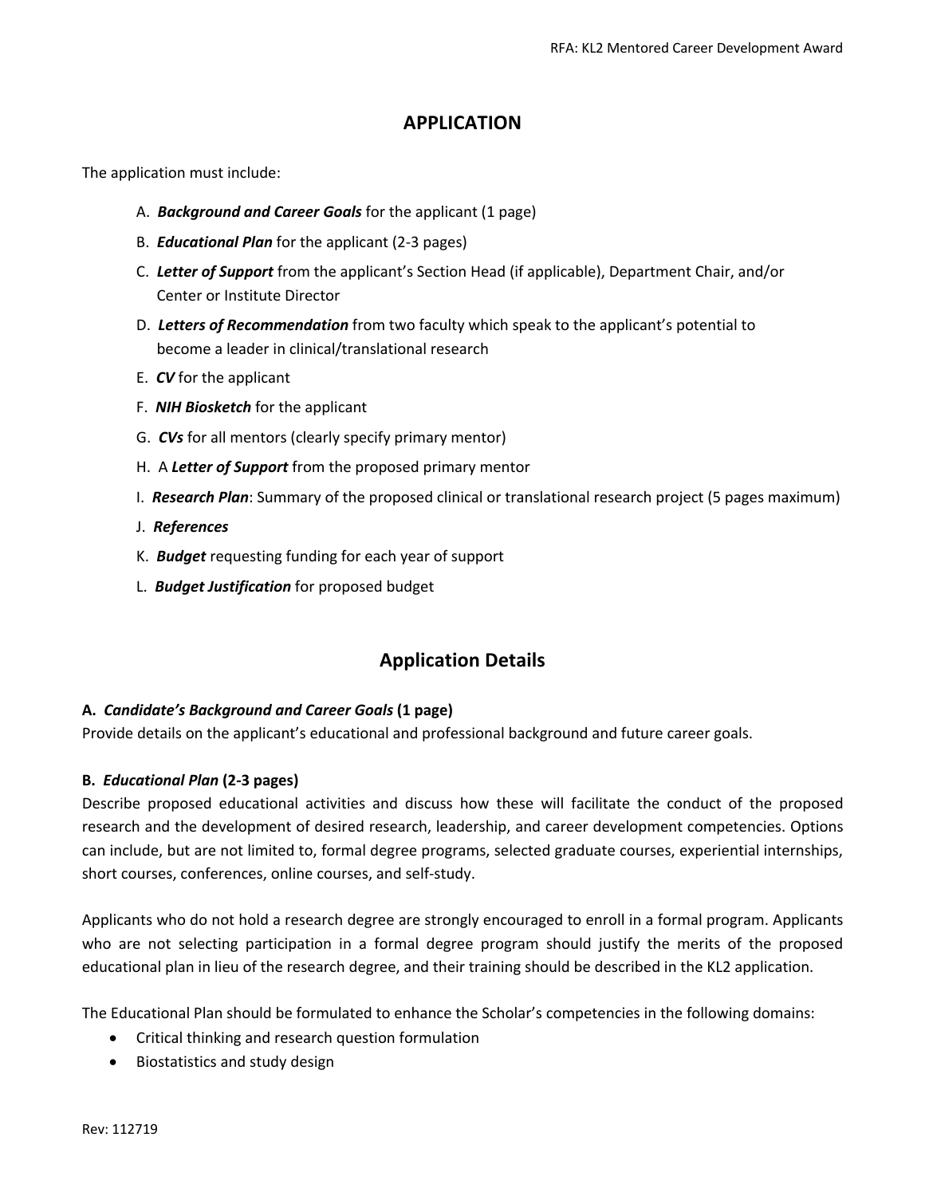# APPLICATION

The application must include:

A. ***Background and Career Goals*** for the applicant (1 page)

B. ***Educational Plan*** for the applicant (2-3 pages)

C. ***Letter of Support*** from the applicant's Section Head (if applicable), Department Chair, and/or Center or Institute Director

D. ***Letters of Recommendation*** from two faculty which speak to the applicant's potential to become a leader in clinical/translational research

E. ***CV*** for the applicant

F. ***NIH Biosketch*** for the applicant

G. ***CVs*** for all mentors (clearly specify primary mentor)

H. A ***Letter of Support*** from the proposed primary mentor

I. ***Research Plan***: Summary of the proposed clinical or translational research project (5 pages maximum)

J. ***References***

K. ***Budget*** requesting funding for each year of support

L. ***Budget Justification*** for proposed budget

## Application Details

**A. *Candidate's Background and Career Goals* (1 page)**
Provide details on the applicant's educational and professional background and future career goals.

**B. *Educational Plan* (2-3 pages)**
Describe proposed educational activities and discuss how these will facilitate the conduct of the proposed research and the development of desired research, leadership, and career development competencies. Options can include, but are not limited to, formal degree programs, selected graduate courses, experiential internships, short courses, conferences, online courses, and self-study.

Applicants who do not hold a research degree are strongly encouraged to enroll in a formal program. Applicants who are not selecting participation in a formal degree program should justify the merits of the proposed educational plan in lieu of the research degree, and their training should be described in the KL2 application.

The Educational Plan should be formulated to enhance the Scholar's competencies in the following domains:

- Critical thinking and research question formulation
- Biostatistics and study design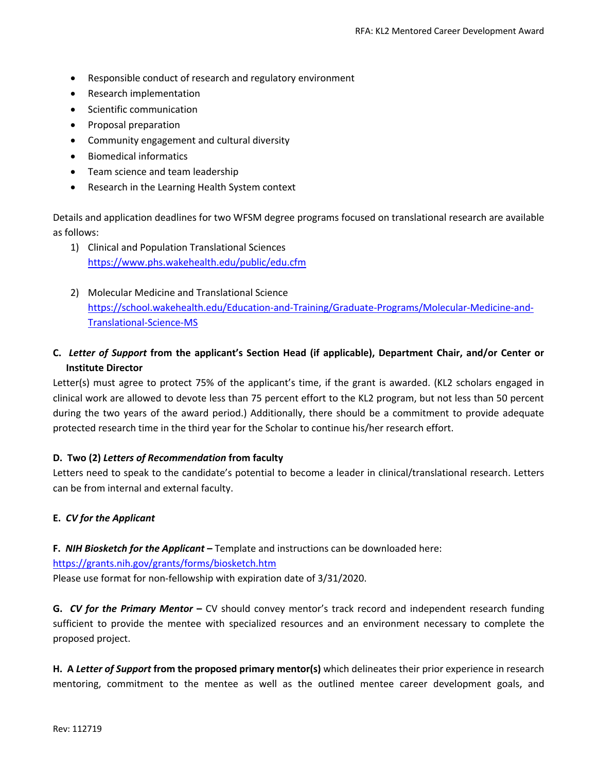- Responsible conduct of research and regulatory environment
- Research implementation
- Scientific communication
- Proposal preparation
- Community engagement and cultural diversity
- Biomedical informatics
- Team science and team leadership
- Research in the Learning Health System context

Details and application deadlines for two WFSM degree programs focused on translational research are available as follows:

1) Clinical and Population Translational Sciences
   https://www.phs.wakehealth.edu/public/edu.cfm

2) Molecular Medicine and Translational Science
   https://school.wakehealth.edu/Education-and-Training/Graduate-Programs/Molecular-Medicine-and-Translational-Science-MS

**C. *Letter of Support* from the applicant's Section Head (if applicable), Department Chair, and/or Center or Institute Director**

Letter(s) must agree to protect 75% of the applicant's time, if the grant is awarded. (KL2 scholars engaged in clinical work are allowed to devote less than 75 percent effort to the KL2 program, but not less than 50 percent during the two years of the award period.) Additionally, there should be a commitment to provide adequate protected research time in the third year for the Scholar to continue his/her research effort.

**D. Two (2) *Letters of Recommendation* from faculty**

Letters need to speak to the candidate's potential to become a leader in clinical/translational research. Letters can be from internal and external faculty.

**E. *CV for the Applicant***

**F. *NIH Biosketch for the Applicant* –** Template and instructions can be downloaded here:
https://grants.nih.gov/grants/forms/biosketch.htm
Please use format for non-fellowship with expiration date of 3/31/2020.

**G. *CV for the Primary Mentor* –** CV should convey mentor's track record and independent research funding sufficient to provide the mentee with specialized resources and an environment necessary to complete the proposed project.

**H. A *Letter of Support* from the proposed primary mentor(s)** which delineates their prior experience in research mentoring, commitment to the mentee as well as the outlined mentee career development goals, and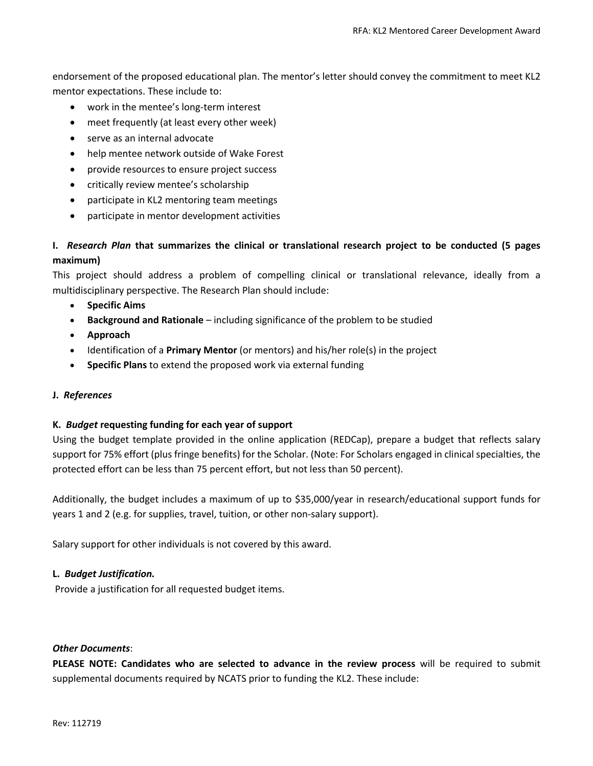endorsement of the proposed educational plan. The mentor's letter should convey the commitment to meet KL2 mentor expectations. These include to:

- work in the mentee's long-term interest
- meet frequently (at least every other week)
- serve as an internal advocate
- help mentee network outside of Wake Forest
- provide resources to ensure project success
- critically review mentee's scholarship
- participate in KL2 mentoring team meetings
- participate in mentor development activities

**I. *Research Plan* that summarizes the clinical or translational research project to be conducted (5 pages maximum)**

This project should address a problem of compelling clinical or translational relevance, ideally from a multidisciplinary perspective. The Research Plan should include:

- **Specific Aims**
- **Background and Rationale** – including significance of the problem to be studied
- **Approach**
- Identification of a **Primary Mentor** (or mentors) and his/her role(s) in the project
- **Specific Plans** to extend the proposed work via external funding

**J. *References***

**K. *Budget* requesting funding for each year of support**

Using the budget template provided in the online application (REDCap), prepare a budget that reflects salary support for 75% effort (plus fringe benefits) for the Scholar. (Note: For Scholars engaged in clinical specialties, the protected effort can be less than 75 percent effort, but not less than 50 percent).

Additionally, the budget includes a maximum of up to $35,000/year in research/educational support funds for years 1 and 2 (e.g. for supplies, travel, tuition, or other non-salary support).

Salary support for other individuals is not covered by this award.

**L. *Budget Justification.***

Provide a justification for all requested budget items.

***Other Documents***:

**PLEASE NOTE: Candidates who are selected to advance in the review process** will be required to submit supplemental documents required by NCATS prior to funding the KL2. These include: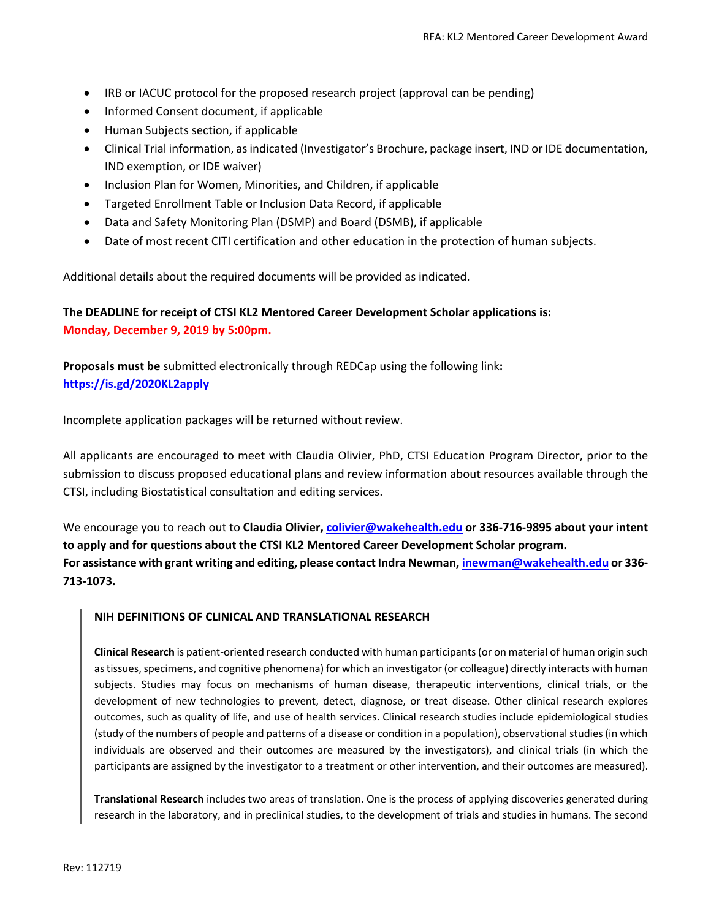- IRB or IACUC protocol for the proposed research project (approval can be pending)
- Informed Consent document, if applicable
- Human Subjects section, if applicable
- Clinical Trial information, as indicated (Investigator's Brochure, package insert, IND or IDE documentation, IND exemption, or IDE waiver)
- Inclusion Plan for Women, Minorities, and Children, if applicable
- Targeted Enrollment Table or Inclusion Data Record, if applicable
- Data and Safety Monitoring Plan (DSMP) and Board (DSMB), if applicable
- Date of most recent CITI certification and other education in the protection of human subjects.

Additional details about the required documents will be provided as indicated.

**The DEADLINE for receipt of CTSI KL2 Mentored Career Development Scholar applications is:**
**Monday, December 9, 2019 by 5:00pm.**

**Proposals must be** submitted electronically through REDCap using the following link**:**
**https://is.gd/2020KL2apply**

Incomplete application packages will be returned without review.

All applicants are encouraged to meet with Claudia Olivier, PhD, CTSI Education Program Director, prior to the submission to discuss proposed educational plans and review information about resources available through the CTSI, including Biostatistical consultation and editing services.

We encourage you to reach out to **Claudia Olivier, colivier@wakehealth.edu or 336-716-9895 about your intent to apply and for questions about the CTSI KL2 Mentored Career Development Scholar program.**
**For assistance with grant writing and editing, please contact Indra Newman, inewman@wakehealth.edu or 336-713-1073.**

> **NIH DEFINITIONS OF CLINICAL AND TRANSLATIONAL RESEARCH**
>
> **Clinical Research** is patient-oriented research conducted with human participants (or on material of human origin such as tissues, specimens, and cognitive phenomena) for which an investigator (or colleague) directly interacts with human subjects. Studies may focus on mechanisms of human disease, therapeutic interventions, clinical trials, or the development of new technologies to prevent, detect, diagnose, or treat disease. Other clinical research explores outcomes, such as quality of life, and use of health services. Clinical research studies include epidemiological studies (study of the numbers of people and patterns of a disease or condition in a population), observational studies (in which individuals are observed and their outcomes are measured by the investigators), and clinical trials (in which the participants are assigned by the investigator to a treatment or other intervention, and their outcomes are measured).
>
> **Translational Research** includes two areas of translation. One is the process of applying discoveries generated during research in the laboratory, and in preclinical studies, to the development of trials and studies in humans. The second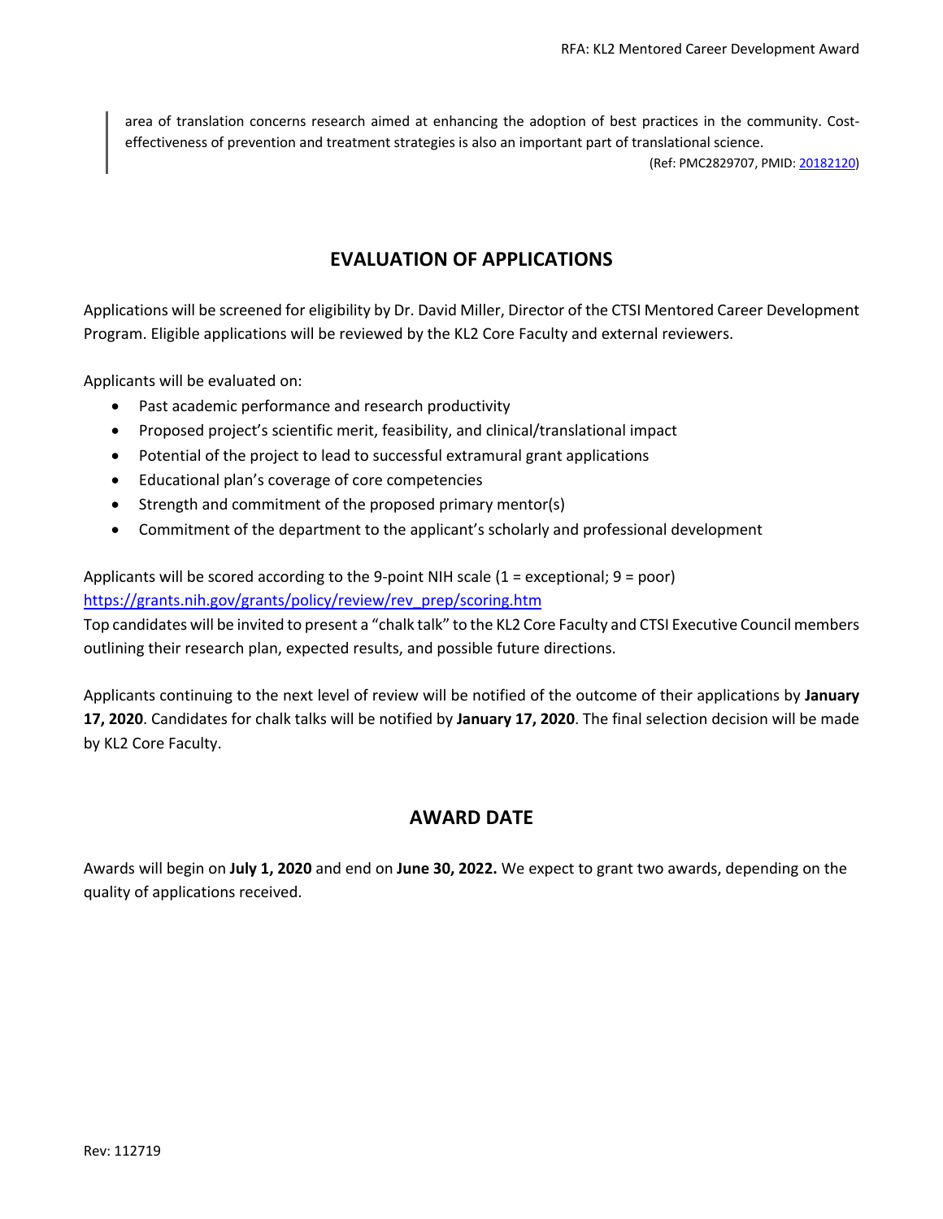> area of translation concerns research aimed at enhancing the adoption of best practices in the community. Cost-effectiveness of prevention and treatment strategies is also an important part of translational science.
>
> (Ref: PMC2829707, PMID: 20182120)

## EVALUATION OF APPLICATIONS

Applications will be screened for eligibility by Dr. David Miller, Director of the CTSI Mentored Career Development Program. Eligible applications will be reviewed by the KL2 Core Faculty and external reviewers.

Applicants will be evaluated on:

- Past academic performance and research productivity
- Proposed project's scientific merit, feasibility, and clinical/translational impact
- Potential of the project to lead to successful extramural grant applications
- Educational plan's coverage of core competencies
- Strength and commitment of the proposed primary mentor(s)
- Commitment of the department to the applicant's scholarly and professional development

Applicants will be scored according to the 9-point NIH scale (1 = exceptional; 9 = poor)
https://grants.nih.gov/grants/policy/review/rev_prep/scoring.htm
Top candidates will be invited to present a "chalk talk" to the KL2 Core Faculty and CTSI Executive Council members outlining their research plan, expected results, and possible future directions.

Applicants continuing to the next level of review will be notified of the outcome of their applications by **January 17, 2020**. Candidates for chalk talks will be notified by **January 17, 2020**. The final selection decision will be made by KL2 Core Faculty.

## AWARD DATE

Awards will begin on **July 1, 2020** and end on **June 30, 2022.** We expect to grant two awards, depending on the quality of applications received.

Rev: 112719